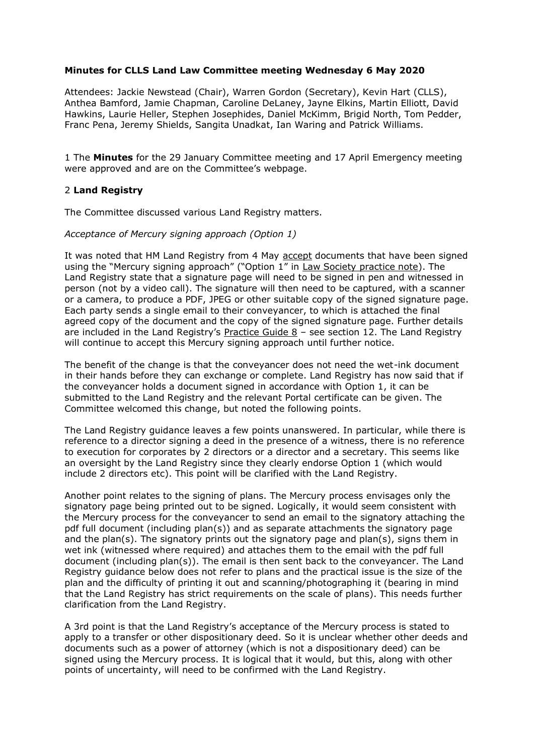**Minutes for CLLS Land Law Committee meeting Wednesday 6 May 2020**

Attendees: Jackie Newstead (Chair), Warren Gordon (Secretary), Kevin Hart (CLLS), Anthea Bamford, Jamie Chapman, Caroline DeLaney, Jayne Elkins, Martin Elliott, David Hawkins, Laurie Heller, Stephen Josephides, Daniel McKimm, Brigid North, Tom Pedder, Franc Pena, Jeremy Shields, Sangita Unadkat, Ian Waring and Patrick Williams.

1 The **Minutes** for the 29 January Committee meeting and 17 April Emergency meeting were approved and are on the Committee's webpage.

## 2 **Land Registry**

The Committee discussed various Land Registry matters.

*Acceptance of Mercury signing approach (Option 1)*

It was noted that HM Land Registry from 4 May accept documents that have been signed using the "Mercury signing approach" ("Option 1" in Law Society practice note). The Land Registry state that a signature page will need to be signed in pen and witnessed in person (not by a video call). The signature will then need to be captured, with a scanner or a camera, to produce a PDF, JPEG or other suitable copy of the signed signature page. Each party sends a single email to their conveyancer, to which is attached the final agreed copy of the document and the copy of the signed signature page. Further details are included in the Land Registry's Practice Guide 8 – see section 12. The Land Registry will continue to accept this Mercury signing approach until further notice.

The benefit of the change is that the conveyancer does not need the wet-ink document in their hands before they can exchange or complete. Land Registry has now said that if the conveyancer holds a document signed in accordance with Option 1, it can be submitted to the Land Registry and the relevant Portal certificate can be given. The Committee welcomed this change, but noted the following points.

The Land Registry guidance leaves a few points unanswered. In particular, while there is reference to a director signing a deed in the presence of a witness, there is no reference to execution for corporates by 2 directors or a director and a secretary. This seems like an oversight by the Land Registry since they clearly endorse Option 1 (which would include 2 directors etc). This point will be clarified with the Land Registry.

Another point relates to the signing of plans. The Mercury process envisages only the signatory page being printed out to be signed. Logically, it would seem consistent with the Mercury process for the conveyancer to send an email to the signatory attaching the pdf full document (including plan(s)) and as separate attachments the signatory page and the plan(s). The signatory prints out the signatory page and plan(s), signs them in wet ink (witnessed where required) and attaches them to the email with the pdf full document (including plan(s)). The email is then sent back to the conveyancer. The Land Registry guidance below does not refer to plans and the practical issue is the size of the plan and the difficulty of printing it out and scanning/photographing it (bearing in mind that the Land Registry has strict requirements on the scale of plans). This needs further clarification from the Land Registry.

A 3rd point is that the Land Registry's acceptance of the Mercury process is stated to apply to a transfer or other dispositionary deed. So it is unclear whether other deeds and documents such as a power of attorney (which is not a dispositionary deed) can be signed using the Mercury process. It is logical that it would, but this, along with other points of uncertainty, will need to be confirmed with the Land Registry.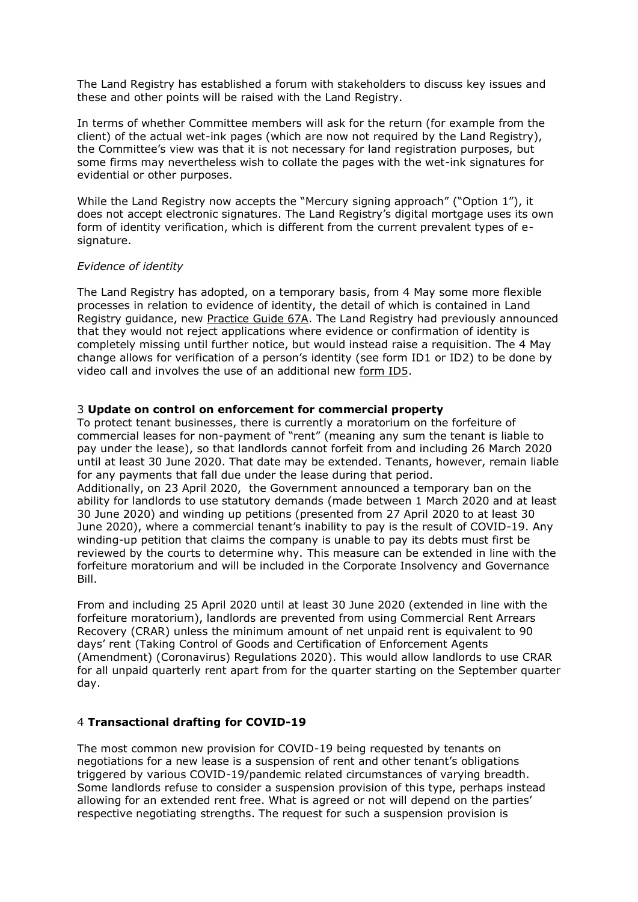The Land Registry has established a forum with stakeholders to discuss key issues and these and other points will be raised with the Land Registry.

In terms of whether Committee members will ask for the return (for example from the client) of the actual wet-ink pages (which are now not required by the Land Registry), the Committee's view was that it is not necessary for land registration purposes, but some firms may nevertheless wish to collate the pages with the wet-ink signatures for evidential or other purposes.

While the Land Registry now accepts the "Mercury signing approach" ("Option 1"), it does not accept electronic signatures. The Land Registry's digital mortgage uses its own form of identity verification, which is different from the current prevalent types of e-signature.

*Evidence of identity*

The Land Registry has adopted, on a temporary basis, from 4 May some more flexible processes in relation to evidence of identity, the detail of which is contained in Land Registry guidance, new Practice Guide 67A. The Land Registry had previously announced that they would not reject applications where evidence or confirmation of identity is completely missing until further notice, but would instead raise a requisition. The 4 May change allows for verification of a person's identity (see form ID1 or ID2) to be done by video call and involves the use of an additional new form ID5.

## 3 **Update on control on enforcement for commercial property**

To protect tenant businesses, there is currently a moratorium on the forfeiture of commercial leases for non-payment of "rent" (meaning any sum the tenant is liable to pay under the lease), so that landlords cannot forfeit from and including 26 March 2020 until at least 30 June 2020. That date may be extended. Tenants, however, remain liable for any payments that fall due under the lease during that period.
Additionally, on 23 April 2020, the Government announced a temporary ban on the ability for landlords to use statutory demands (made between 1 March 2020 and at least 30 June 2020) and winding up petitions (presented from 27 April 2020 to at least 30 June 2020), where a commercial tenant's inability to pay is the result of COVID-19. Any winding-up petition that claims the company is unable to pay its debts must first be reviewed by the courts to determine why. This measure can be extended in line with the forfeiture moratorium and will be included in the Corporate Insolvency and Governance Bill.

From and including 25 April 2020 until at least 30 June 2020 (extended in line with the forfeiture moratorium), landlords are prevented from using Commercial Rent Arrears Recovery (CRAR) unless the minimum amount of net unpaid rent is equivalent to 90 days' rent (Taking Control of Goods and Certification of Enforcement Agents (Amendment) (Coronavirus) Regulations 2020). This would allow landlords to use CRAR for all unpaid quarterly rent apart from for the quarter starting on the September quarter day.

## 4 **Transactional drafting for COVID-19**

The most common new provision for COVID-19 being requested by tenants on negotiations for a new lease is a suspension of rent and other tenant's obligations triggered by various COVID-19/pandemic related circumstances of varying breadth. Some landlords refuse to consider a suspension provision of this type, perhaps instead allowing for an extended rent free. What is agreed or not will depend on the parties' respective negotiating strengths. The request for such a suspension provision is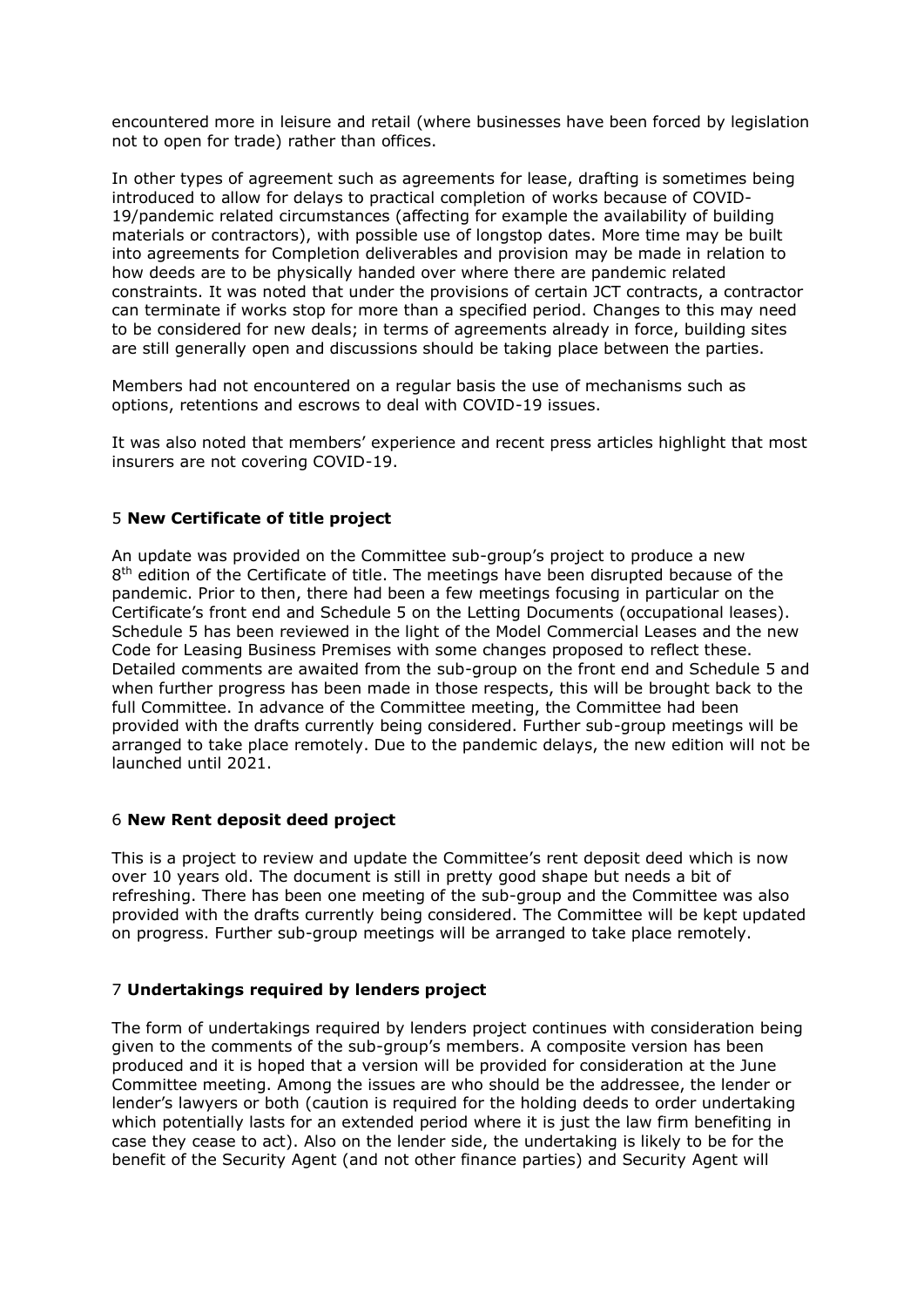encountered more in leisure and retail (where businesses have been forced by legislation not to open for trade) rather than offices.

In other types of agreement such as agreements for lease, drafting is sometimes being introduced to allow for delays to practical completion of works because of COVID-19/pandemic related circumstances (affecting for example the availability of building materials or contractors), with possible use of longstop dates. More time may be built into agreements for Completion deliverables and provision may be made in relation to how deeds are to be physically handed over where there are pandemic related constraints. It was noted that under the provisions of certain JCT contracts, a contractor can terminate if works stop for more than a specified period. Changes to this may need to be considered for new deals; in terms of agreements already in force, building sites are still generally open and discussions should be taking place between the parties.

Members had not encountered on a regular basis the use of mechanisms such as options, retentions and escrows to deal with COVID-19 issues.

It was also noted that members' experience and recent press articles highlight that most insurers are not covering COVID-19.

## 5 **New Certificate of title project**

An update was provided on the Committee sub-group's project to produce a new 8th edition of the Certificate of title. The meetings have been disrupted because of the pandemic. Prior to then, there had been a few meetings focusing in particular on the Certificate's front end and Schedule 5 on the Letting Documents (occupational leases). Schedule 5 has been reviewed in the light of the Model Commercial Leases and the new Code for Leasing Business Premises with some changes proposed to reflect these. Detailed comments are awaited from the sub-group on the front end and Schedule 5 and when further progress has been made in those respects, this will be brought back to the full Committee. In advance of the Committee meeting, the Committee had been provided with the drafts currently being considered. Further sub-group meetings will be arranged to take place remotely. Due to the pandemic delays, the new edition will not be launched until 2021.

## 6 **New Rent deposit deed project**

This is a project to review and update the Committee's rent deposit deed which is now over 10 years old. The document is still in pretty good shape but needs a bit of refreshing. There has been one meeting of the sub-group and the Committee was also provided with the drafts currently being considered. The Committee will be kept updated on progress. Further sub-group meetings will be arranged to take place remotely.

## 7 **Undertakings required by lenders project**

The form of undertakings required by lenders project continues with consideration being given to the comments of the sub-group's members. A composite version has been produced and it is hoped that a version will be provided for consideration at the June Committee meeting. Among the issues are who should be the addressee, the lender or lender's lawyers or both (caution is required for the holding deeds to order undertaking which potentially lasts for an extended period where it is just the law firm benefiting in case they cease to act). Also on the lender side, the undertaking is likely to be for the benefit of the Security Agent (and not other finance parties) and Security Agent will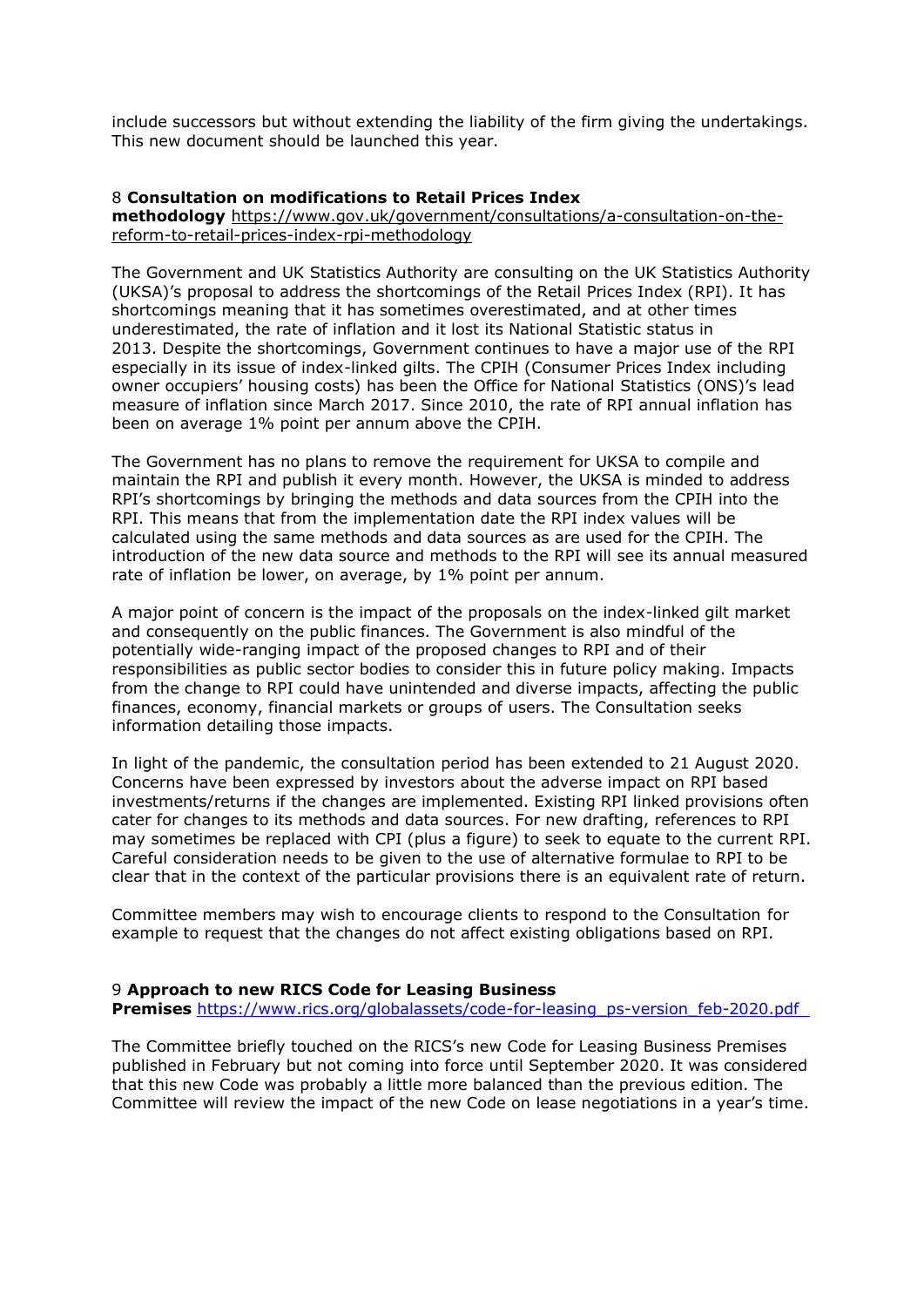include successors but without extending the liability of the firm giving the undertakings. This new document should be launched this year.

## 8 **Consultation on modifications to Retail Prices Index methodology** https://www.gov.uk/government/consultations/a-consultation-on-the-reform-to-retail-prices-index-rpi-methodology

The Government and UK Statistics Authority are consulting on the UK Statistics Authority (UKSA)'s proposal to address the shortcomings of the Retail Prices Index (RPI). It has shortcomings meaning that it has sometimes overestimated, and at other times underestimated, the rate of inflation and it lost its National Statistic status in 2013. Despite the shortcomings, Government continues to have a major use of the RPI especially in its issue of index-linked gilts. The CPIH (Consumer Prices Index including owner occupiers' housing costs) has been the Office for National Statistics (ONS)'s lead measure of inflation since March 2017. Since 2010, the rate of RPI annual inflation has been on average 1% point per annum above the CPIH.

The Government has no plans to remove the requirement for UKSA to compile and maintain the RPI and publish it every month. However, the UKSA is minded to address RPI's shortcomings by bringing the methods and data sources from the CPIH into the RPI. This means that from the implementation date the RPI index values will be calculated using the same methods and data sources as are used for the CPIH. The introduction of the new data source and methods to the RPI will see its annual measured rate of inflation be lower, on average, by 1% point per annum.

A major point of concern is the impact of the proposals on the index-linked gilt market and consequently on the public finances. The Government is also mindful of the potentially wide-ranging impact of the proposed changes to RPI and of their responsibilities as public sector bodies to consider this in future policy making. Impacts from the change to RPI could have unintended and diverse impacts, affecting the public finances, economy, financial markets or groups of users. The Consultation seeks information detailing those impacts.

In light of the pandemic, the consultation period has been extended to 21 August 2020. Concerns have been expressed by investors about the adverse impact on RPI based investments/returns if the changes are implemented. Existing RPI linked provisions often cater for changes to its methods and data sources. For new drafting, references to RPI may sometimes be replaced with CPI (plus a figure) to seek to equate to the current RPI. Careful consideration needs to be given to the use of alternative formulae to RPI to be clear that in the context of the particular provisions there is an equivalent rate of return.

Committee members may wish to encourage clients to respond to the Consultation for example to request that the changes do not affect existing obligations based on RPI.

## 9 **Approach to new RICS Code for Leasing Business Premises** https://www.rics.org/globalassets/code-for-leasing_ps-version_feb-2020.pdf

The Committee briefly touched on the RICS's new Code for Leasing Business Premises published in February but not coming into force until September 2020. It was considered that this new Code was probably a little more balanced than the previous edition. The Committee will review the impact of the new Code on lease negotiations in a year's time.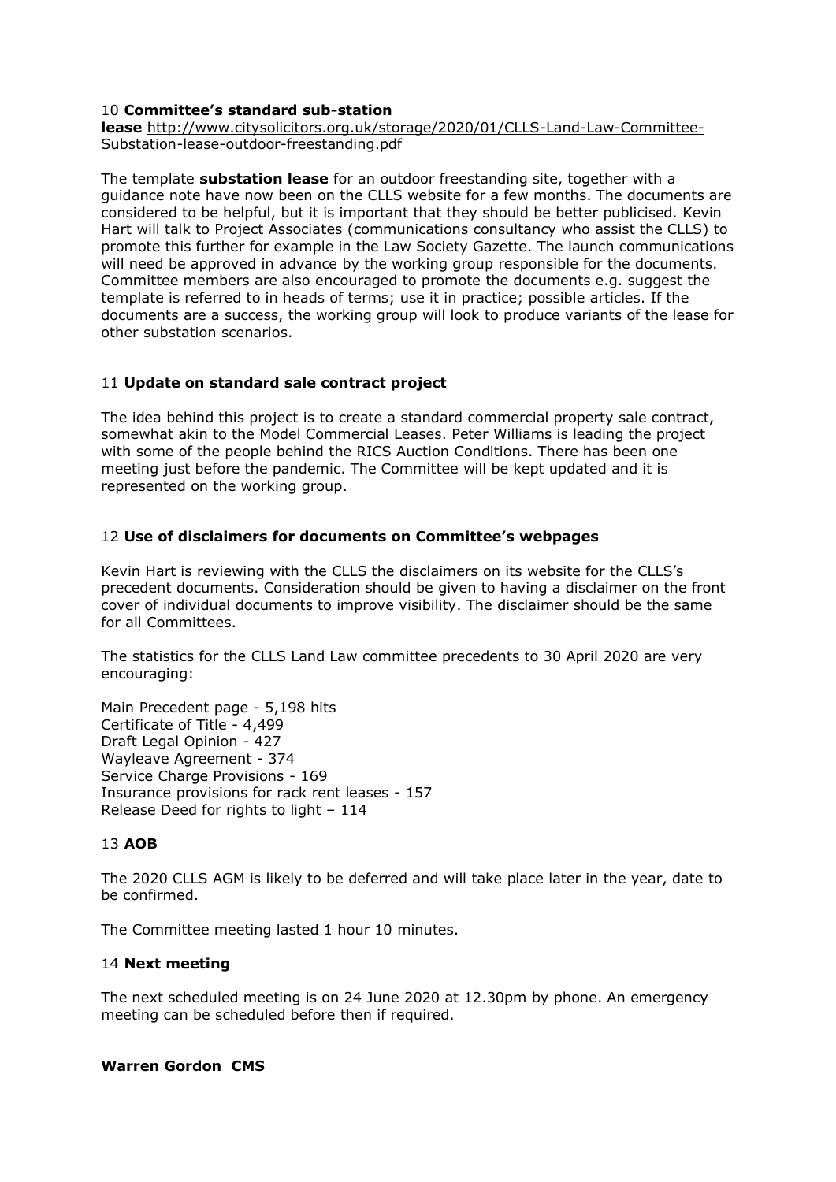10 **Committee's standard sub-station lease** http://www.citysolicitors.org.uk/storage/2020/01/CLLS-Land-Law-Committee-Substation-lease-outdoor-freestanding.pdf

The template **substation lease** for an outdoor freestanding site, together with a guidance note have now been on the CLLS website for a few months. The documents are considered to be helpful, but it is important that they should be better publicised. Kevin Hart will talk to Project Associates (communications consultancy who assist the CLLS) to promote this further for example in the Law Society Gazette. The launch communications will need be approved in advance by the working group responsible for the documents. Committee members are also encouraged to promote the documents e.g. suggest the template is referred to in heads of terms; use it in practice; possible articles. If the documents are a success, the working group will look to produce variants of the lease for other substation scenarios.

11 **Update on standard sale contract project**

The idea behind this project is to create a standard commercial property sale contract, somewhat akin to the Model Commercial Leases. Peter Williams is leading the project with some of the people behind the RICS Auction Conditions. There has been one meeting just before the pandemic. The Committee will be kept updated and it is represented on the working group.

12 **Use of disclaimers for documents on Committee's webpages**

Kevin Hart is reviewing with the CLLS the disclaimers on its website for the CLLS's precedent documents. Consideration should be given to having a disclaimer on the front cover of individual documents to improve visibility. The disclaimer should be the same for all Committees.

The statistics for the CLLS Land Law committee precedents to 30 April 2020 are very encouraging:

Main Precedent page - 5,198 hits
Certificate of Title - 4,499
Draft Legal Opinion - 427
Wayleave Agreement - 374
Service Charge Provisions - 169
Insurance provisions for rack rent leases - 157
Release Deed for rights to light – 114

13 **AOB**

The 2020 CLLS AGM is likely to be deferred and will take place later in the year, date to be confirmed.

The Committee meeting lasted 1 hour 10 minutes.

14 **Next meeting**

The next scheduled meeting is on 24 June 2020 at 12.30pm by phone. An emergency meeting can be scheduled before then if required.

**Warren Gordon CMS**